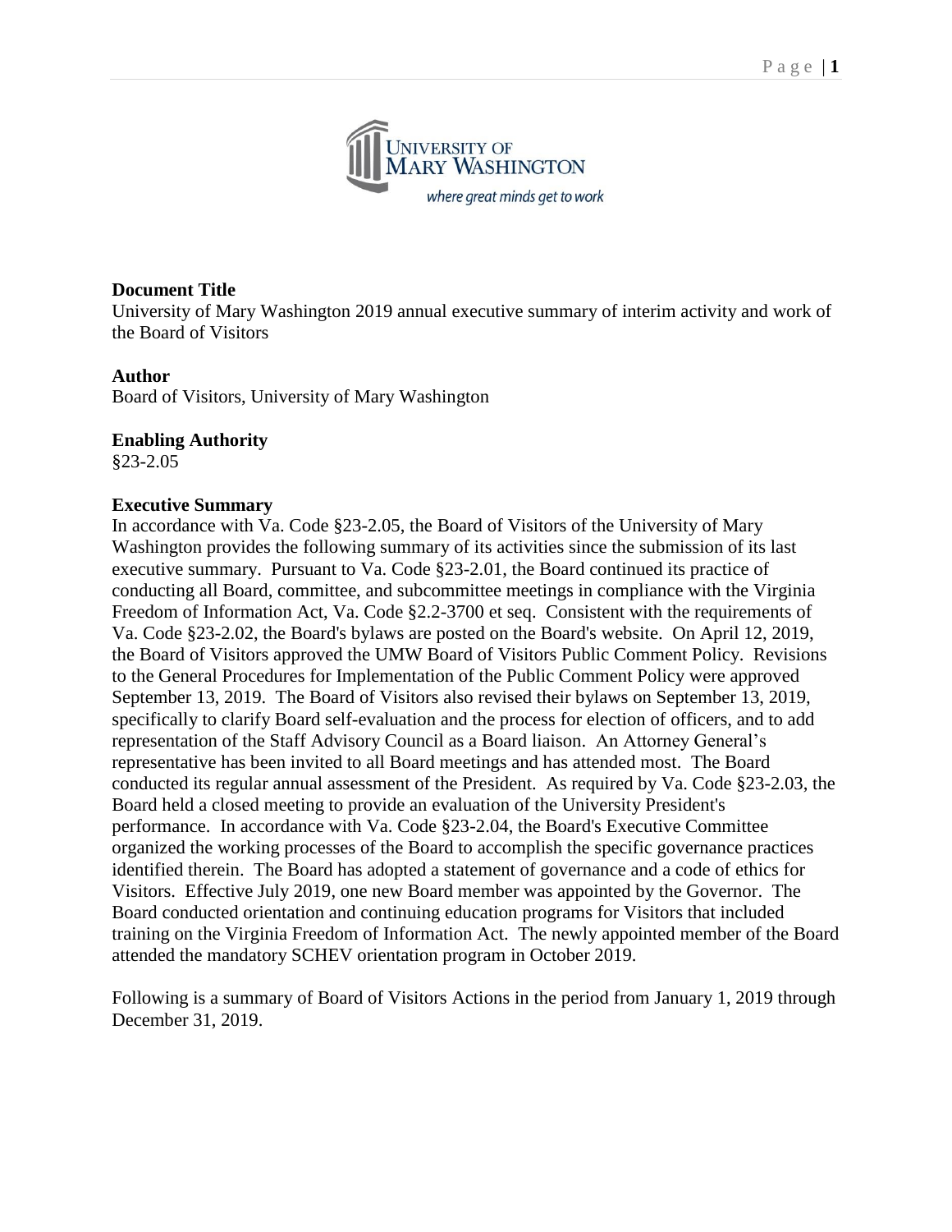**Document Title**
University of Mary Washington 2019 annual executive summary of interim activity and work of the Board of Visitors

**Author**
Board of Visitors, University of Mary Washington

**Enabling Authority**
§23-2.05

**Executive Summary**
In accordance with Va. Code §23-2.05, the Board of Visitors of the University of Mary Washington provides the following summary of its activities since the submission of its last executive summary. Pursuant to Va. Code §23-2.01, the Board continued its practice of conducting all Board, committee, and subcommittee meetings in compliance with the Virginia Freedom of Information Act, Va. Code §2.2-3700 et seq. Consistent with the requirements of Va. Code §23-2.02, the Board's bylaws are posted on the Board's website. On April 12, 2019, the Board of Visitors approved the UMW Board of Visitors Public Comment Policy. Revisions to the General Procedures for Implementation of the Public Comment Policy were approved September 13, 2019. The Board of Visitors also revised their bylaws on September 13, 2019, specifically to clarify Board self-evaluation and the process for election of officers, and to add representation of the Staff Advisory Council as a Board liaison. An Attorney General's representative has been invited to all Board meetings and has attended most. The Board conducted its regular annual assessment of the President. As required by Va. Code §23-2.03, the Board held a closed meeting to provide an evaluation of the University President's performance. In accordance with Va. Code §23-2.04, the Board's Executive Committee organized the working processes of the Board to accomplish the specific governance practices identified therein. The Board has adopted a statement of governance and a code of ethics for Visitors. Effective July 2019, one new Board member was appointed by the Governor. The Board conducted orientation and continuing education programs for Visitors that included training on the Virginia Freedom of Information Act. The newly appointed member of the Board attended the mandatory SCHEV orientation program in October 2019.

Following is a summary of Board of Visitors Actions in the period from January 1, 2019 through December 31, 2019.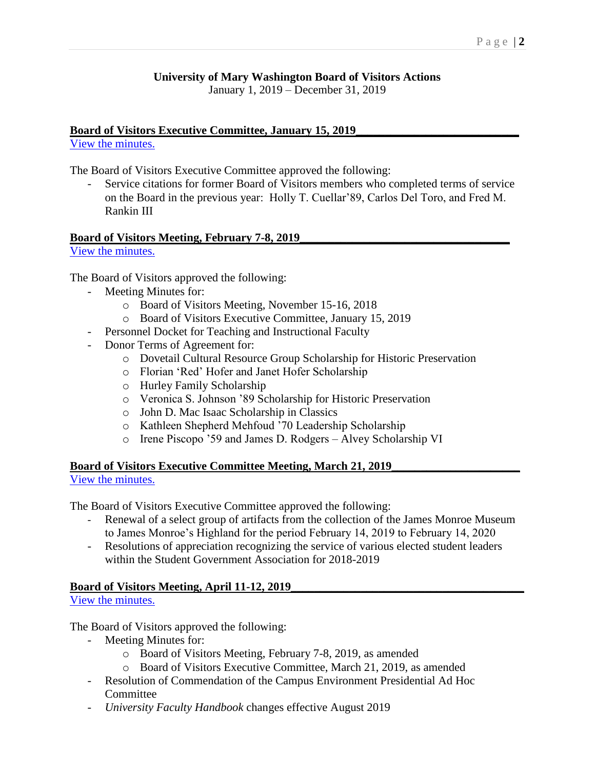**University of Mary Washington Board of Visitors Actions**
January 1, 2019 – December 31, 2019

**Board of Visitors Executive Committee, January 15, 2019**

[View the minutes.]

The Board of Visitors Executive Committee approved the following:

- Service citations for former Board of Visitors members who completed terms of service on the Board in the previous year: Holly T. Cuellar'89, Carlos Del Toro, and Fred M. Rankin III

**Board of Visitors Meeting, February 7-8, 2019**

[View the minutes.]

The Board of Visitors approved the following:

- Meeting Minutes for:
  - Board of Visitors Meeting, November 15-16, 2018
  - Board of Visitors Executive Committee, January 15, 2019
- Personnel Docket for Teaching and Instructional Faculty
- Donor Terms of Agreement for:
  - Dovetail Cultural Resource Group Scholarship for Historic Preservation
  - Florian 'Red' Hofer and Janet Hofer Scholarship
  - Hurley Family Scholarship
  - Veronica S. Johnson '89 Scholarship for Historic Preservation
  - John D. Mac Isaac Scholarship in Classics
  - Kathleen Shepherd Mehfoud '70 Leadership Scholarship
  - Irene Piscopo '59 and James D. Rodgers – Alvey Scholarship VI

**Board of Visitors Executive Committee Meeting, March 21, 2019**

[View the minutes.]

The Board of Visitors Executive Committee approved the following:

- Renewal of a select group of artifacts from the collection of the James Monroe Museum to James Monroe's Highland for the period February 14, 2019 to February 14, 2020
- Resolutions of appreciation recognizing the service of various elected student leaders within the Student Government Association for 2018-2019

**Board of Visitors Meeting, April 11-12, 2019**

[View the minutes.]

The Board of Visitors approved the following:

- Meeting Minutes for:
  - Board of Visitors Meeting, February 7-8, 2019, as amended
  - Board of Visitors Executive Committee, March 21, 2019, as amended
- Resolution of Commendation of the Campus Environment Presidential Ad Hoc Committee
- *University Faculty Handbook* changes effective August 2019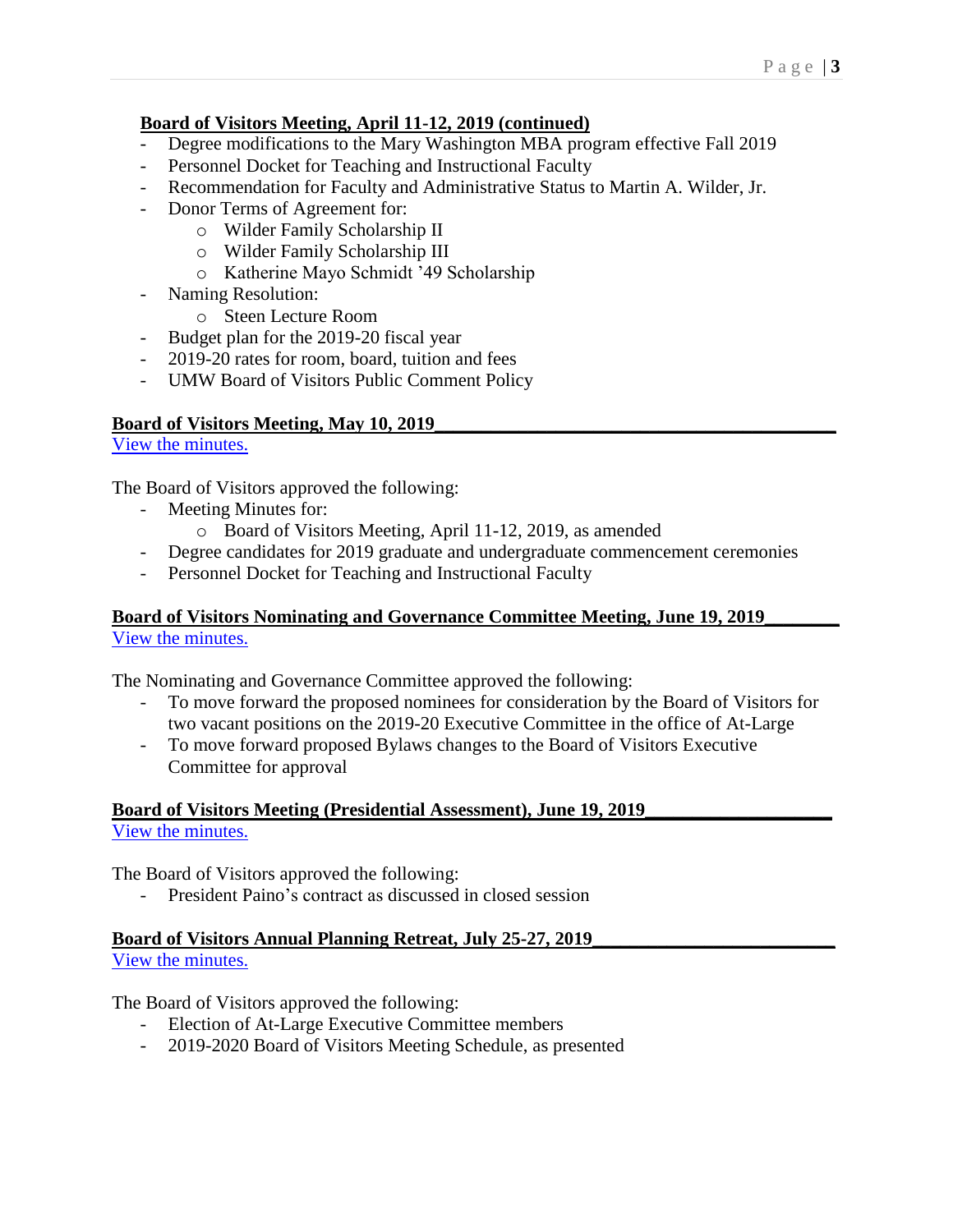**Board of Visitors Meeting, April 11-12, 2019 (continued)**

- Degree modifications to the Mary Washington MBA program effective Fall 2019
- Personnel Docket for Teaching and Instructional Faculty
- Recommendation for Faculty and Administrative Status to Martin A. Wilder, Jr.
- Donor Terms of Agreement for:
    - Wilder Family Scholarship II
    - Wilder Family Scholarship III
    - Katherine Mayo Schmidt '49 Scholarship
- Naming Resolution:
    - Steen Lecture Room
- Budget plan for the 2019-20 fiscal year
- 2019-20 rates for room, board, tuition and fees
- UMW Board of Visitors Public Comment Policy

**Board of Visitors Meeting, May 10, 2019**

View the minutes.

The Board of Visitors approved the following:

- Meeting Minutes for:
    - Board of Visitors Meeting, April 11-12, 2019, as amended
- Degree candidates for 2019 graduate and undergraduate commencement ceremonies
- Personnel Docket for Teaching and Instructional Faculty

**Board of Visitors Nominating and Governance Committee Meeting, June 19, 2019**

View the minutes.

The Nominating and Governance Committee approved the following:

- To move forward the proposed nominees for consideration by the Board of Visitors for two vacant positions on the 2019-20 Executive Committee in the office of At-Large
- To move forward proposed Bylaws changes to the Board of Visitors Executive Committee for approval

**Board of Visitors Meeting (Presidential Assessment), June 19, 2019**

View the minutes.

The Board of Visitors approved the following:

- President Paino's contract as discussed in closed session

**Board of Visitors Annual Planning Retreat, July 25-27, 2019**

View the minutes.

The Board of Visitors approved the following:

- Election of At-Large Executive Committee members
- 2019-2020 Board of Visitors Meeting Schedule, as presented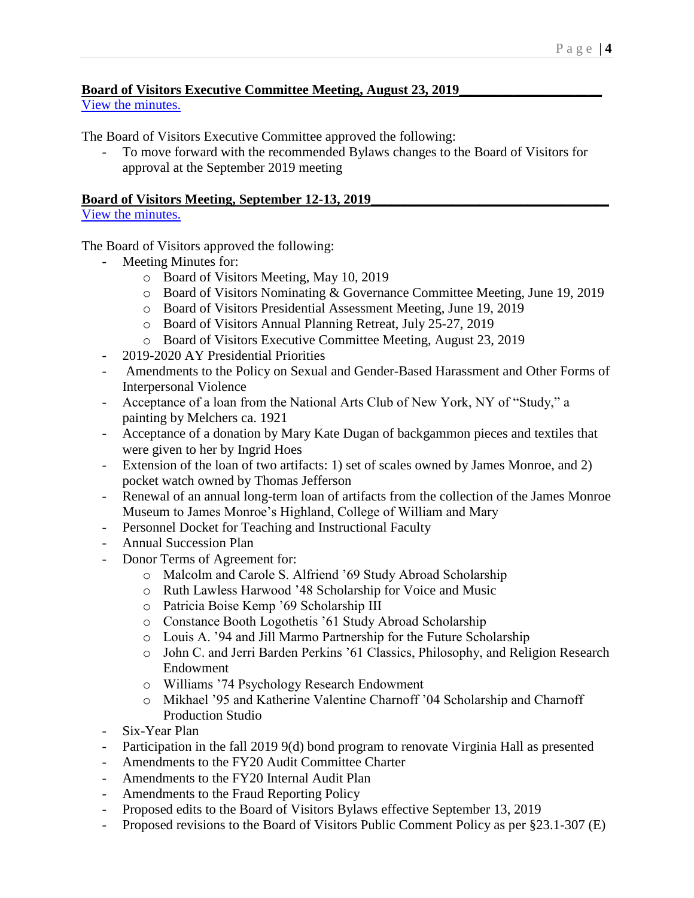**Board of Visitors Executive Committee Meeting, August 23, 2019**

View the minutes.

The Board of Visitors Executive Committee approved the following:

- To move forward with the recommended Bylaws changes to the Board of Visitors for approval at the September 2019 meeting

**Board of Visitors Meeting, September 12-13, 2019**

View the minutes.

The Board of Visitors approved the following:

- Meeting Minutes for:
  - Board of Visitors Meeting, May 10, 2019
  - Board of Visitors Nominating & Governance Committee Meeting, June 19, 2019
  - Board of Visitors Presidential Assessment Meeting, June 19, 2019
  - Board of Visitors Annual Planning Retreat, July 25-27, 2019
  - Board of Visitors Executive Committee Meeting, August 23, 2019
- 2019-2020 AY Presidential Priorities
- Amendments to the Policy on Sexual and Gender-Based Harassment and Other Forms of Interpersonal Violence
- Acceptance of a loan from the National Arts Club of New York, NY of "Study," a painting by Melchers ca. 1921
- Acceptance of a donation by Mary Kate Dugan of backgammon pieces and textiles that were given to her by Ingrid Hoes
- Extension of the loan of two artifacts: 1) set of scales owned by James Monroe, and 2) pocket watch owned by Thomas Jefferson
- Renewal of an annual long-term loan of artifacts from the collection of the James Monroe Museum to James Monroe's Highland, College of William and Mary
- Personnel Docket for Teaching and Instructional Faculty
- Annual Succession Plan
- Donor Terms of Agreement for:
  - Malcolm and Carole S. Alfriend '69 Study Abroad Scholarship
  - Ruth Lawless Harwood '48 Scholarship for Voice and Music
  - Patricia Boise Kemp '69 Scholarship III
  - Constance Booth Logothetis '61 Study Abroad Scholarship
  - Louis A. '94 and Jill Marmo Partnership for the Future Scholarship
  - John C. and Jerri Barden Perkins '61 Classics, Philosophy, and Religion Research Endowment
  - Williams '74 Psychology Research Endowment
  - Mikhael '95 and Katherine Valentine Charnoff '04 Scholarship and Charnoff Production Studio
- Six-Year Plan
- Participation in the fall 2019 9(d) bond program to renovate Virginia Hall as presented
- Amendments to the FY20 Audit Committee Charter
- Amendments to the FY20 Internal Audit Plan
- Amendments to the Fraud Reporting Policy
- Proposed edits to the Board of Visitors Bylaws effective September 13, 2019
- Proposed revisions to the Board of Visitors Public Comment Policy as per §23.1-307 (E)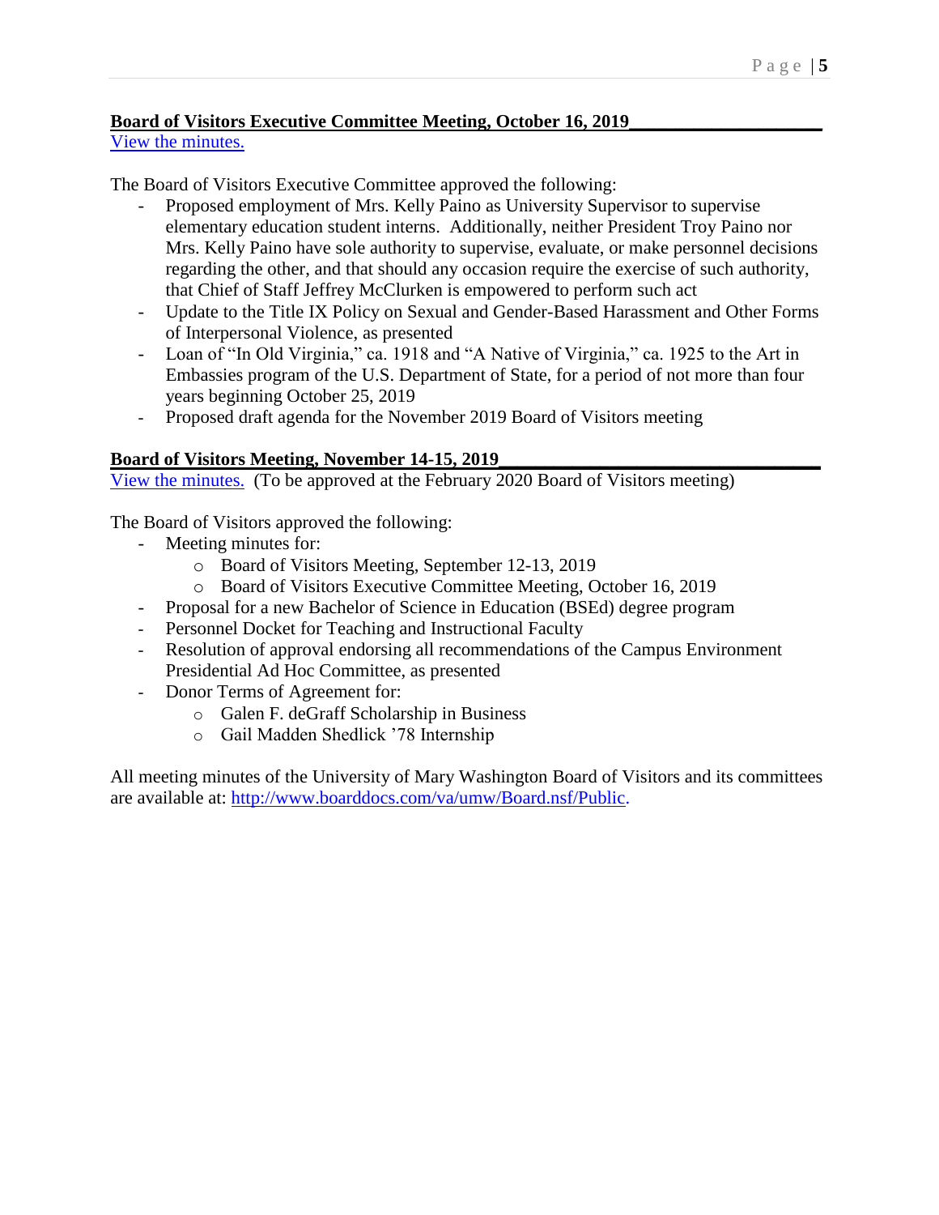**Board of Visitors Executive Committee Meeting, October 16, 2019**

[View the minutes.](#)

The Board of Visitors Executive Committee approved the following:

- Proposed employment of Mrs. Kelly Paino as University Supervisor to supervise elementary education student interns. Additionally, neither President Troy Paino nor Mrs. Kelly Paino have sole authority to supervise, evaluate, or make personnel decisions regarding the other, and that should any occasion require the exercise of such authority, that Chief of Staff Jeffrey McClurken is empowered to perform such act
- Update to the Title IX Policy on Sexual and Gender-Based Harassment and Other Forms of Interpersonal Violence, as presented
- Loan of "In Old Virginia," ca. 1918 and "A Native of Virginia," ca. 1925 to the Art in Embassies program of the U.S. Department of State, for a period of not more than four years beginning October 25, 2019
- Proposed draft agenda for the November 2019 Board of Visitors meeting

**Board of Visitors Meeting, November 14-15, 2019**

[View the minutes.](#) (To be approved at the February 2020 Board of Visitors meeting)

The Board of Visitors approved the following:

- Meeting minutes for:
  - Board of Visitors Meeting, September 12-13, 2019
  - Board of Visitors Executive Committee Meeting, October 16, 2019
- Proposal for a new Bachelor of Science in Education (BSEd) degree program
- Personnel Docket for Teaching and Instructional Faculty
- Resolution of approval endorsing all recommendations of the Campus Environment Presidential Ad Hoc Committee, as presented
- Donor Terms of Agreement for:
  - Galen F. deGraff Scholarship in Business
  - Gail Madden Shedlick '78 Internship

All meeting minutes of the University of Mary Washington Board of Visitors and its committees are available at: [http://www.boarddocs.com/va/umw/Board.nsf/Public.](http://www.boarddocs.com/va/umw/Board.nsf/Public)